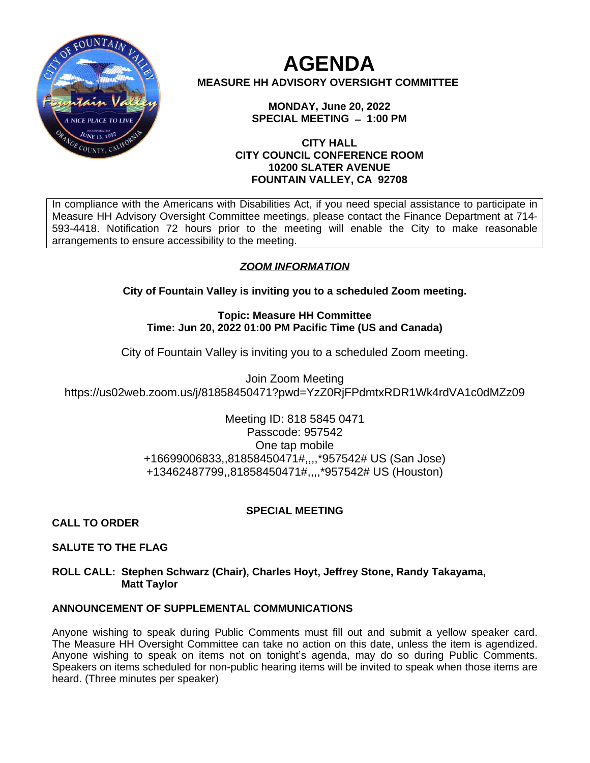# AGENDA

**MEASURE HH ADVISORY OVERSIGHT COMMITTEE**

**MONDAY, June 20, 2022**
**SPECIAL MEETING – 1:00 PM**

**CITY HALL**
**CITY COUNCIL CONFERENCE ROOM**
**10200 SLATER AVENUE**
**FOUNTAIN VALLEY, CA 92708**

In compliance with the Americans with Disabilities Act, if you need special assistance to participate in Measure HH Advisory Oversight Committee meetings, please contact the Finance Department at 714-593-4418. Notification 72 hours prior to the meeting will enable the City to make reasonable arrangements to ensure accessibility to the meeting.

***ZOOM INFORMATION***

**City of Fountain Valley is inviting you to a scheduled Zoom meeting.**

**Topic: Measure HH Committee**
**Time: Jun 20, 2022 01:00 PM Pacific Time (US and Canada)**

City of Fountain Valley is inviting you to a scheduled Zoom meeting.

Join Zoom Meeting
https://us02web.zoom.us/j/81858450471?pwd=YzZ0RjFPdmtxRDR1Wk4rdVA1c0dMZz09

Meeting ID: 818 5845 0471
Passcode: 957542
One tap mobile
+16699006833,,81858450471#,,,,*957542# US (San Jose)
+13462487799,,81858450471#,,,,*957542# US (Houston)

**SPECIAL MEETING**

**CALL TO ORDER**

**SALUTE TO THE FLAG**

**ROLL CALL: Stephen Schwarz (Chair), Charles Hoyt, Jeffrey Stone, Randy Takayama, Matt Taylor**

**ANNOUNCEMENT OF SUPPLEMENTAL COMMUNICATIONS**

Anyone wishing to speak during Public Comments must fill out and submit a yellow speaker card. The Measure HH Oversight Committee can take no action on this date, unless the item is agendized. Anyone wishing to speak on items not on tonight's agenda, may do so during Public Comments. Speakers on items scheduled for non-public hearing items will be invited to speak when those items are heard. (Three minutes per speaker)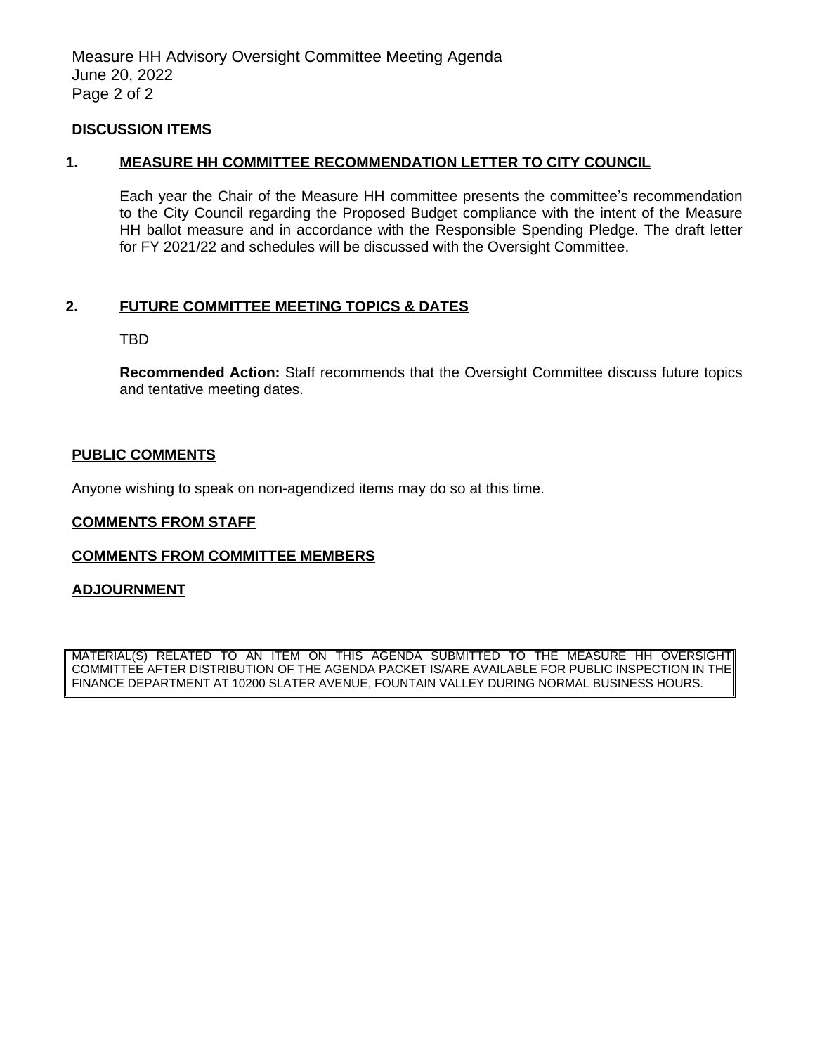**DISCUSSION ITEMS**

**1. MEASURE HH COMMITTEE RECOMMENDATION LETTER TO CITY COUNCIL**

Each year the Chair of the Measure HH committee presents the committee's recommendation to the City Council regarding the Proposed Budget compliance with the intent of the Measure HH ballot measure and in accordance with the Responsible Spending Pledge. The draft letter for FY 2021/22 and schedules will be discussed with the Oversight Committee.

**2. FUTURE COMMITTEE MEETING TOPICS & DATES**

TBD

**Recommended Action:** Staff recommends that the Oversight Committee discuss future topics and tentative meeting dates.

**PUBLIC COMMENTS**

Anyone wishing to speak on non-agendized items may do so at this time.

**COMMENTS FROM STAFF**

**COMMENTS FROM COMMITTEE MEMBERS**

**ADJOURNMENT**

MATERIAL(S) RELATED TO AN ITEM ON THIS AGENDA SUBMITTED TO THE MEASURE HH OVERSIGHT COMMITTEE AFTER DISTRIBUTION OF THE AGENDA PACKET IS/ARE AVAILABLE FOR PUBLIC INSPECTION IN THE FINANCE DEPARTMENT AT 10200 SLATER AVENUE, FOUNTAIN VALLEY DURING NORMAL BUSINESS HOURS.